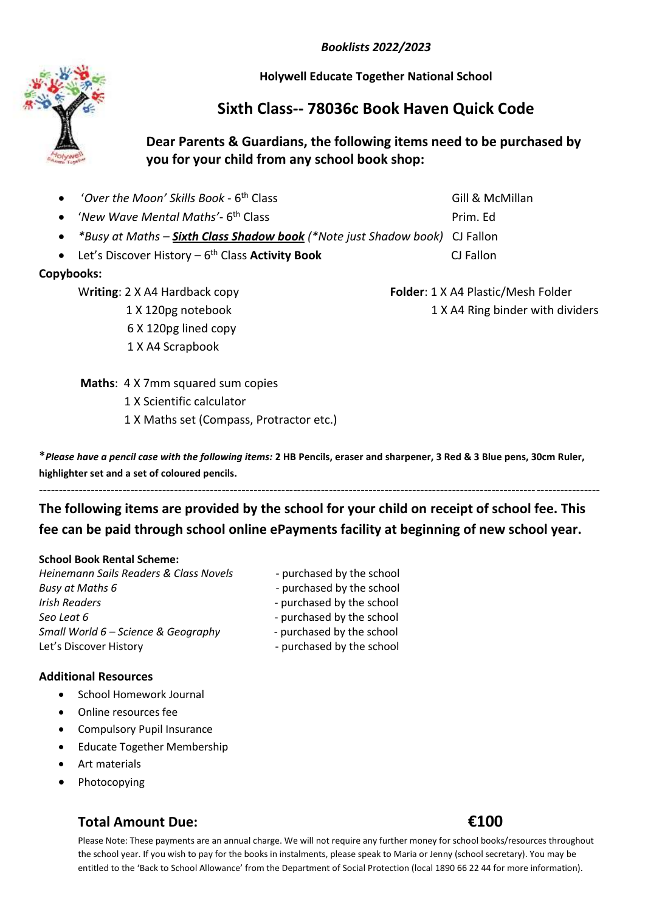*Booklists 2022/2023*

**Holywell Educate Together National School**

# Sixth Class-- 78036c Book Haven Quick Code

**Dear Parents & Guardians, the following items need to be purchased by you for your child from any school book shop:**

- *'Over the Moon' Skills Book* - 6th Class — Gill & McMillan
- *'New Wave Mental Maths'*- 6th Class — Prim. Ed
- *\*Busy at Maths – **Sixth Class Shadow book** (\*Note just Shadow book)* — CJ Fallon
- Let's Discover History – 6th Class **Activity Book** — CJ Fallon

**Copybooks:**

**Writing**: 2 X A4 Hardback copy
1 X 120pg notebook
6 X 120pg lined copy
1 X A4 Scrapbook

**Folder**: 1 X A4 Plastic/Mesh Folder
1 X A4 Ring binder with dividers

**Maths**: 4 X 7mm squared sum copies
1 X Scientific calculator
1 X Maths set (Compass, Protractor etc.)

\****Please have a pencil case with the following items:*** **2 HB Pencils, eraser and sharpener, 3 Red & 3 Blue pens, 30cm Ruler, highlighter set and a set of coloured pencils.**

---

**The following items are provided by the school for your child on receipt of school fee. This fee can be paid through school online ePayments facility at beginning of new school year.**

**School Book Rental Scheme:**

| | |
|---|---|
| *Heinemann Sails Readers & Class Novels* | - purchased by the school |
| *Busy at Maths 6* | - purchased by the school |
| *Irish Readers* | - purchased by the school |
| *Seo Leat 6* | - purchased by the school |
| *Small World 6 – Science & Geography* | - purchased by the school |
| Let's Discover History | - purchased by the school |

**Additional Resources**

- School Homework Journal
- Online resources fee
- Compulsory Pupil Insurance
- Educate Together Membership
- Art materials
- Photocopying

**Total Amount Due: €100**

Please Note: These payments are an annual charge. We will not require any further money for school books/resources throughout the school year. If you wish to pay for the books in instalments, please speak to Maria or Jenny (school secretary). You may be entitled to the 'Back to School Allowance' from the Department of Social Protection (local 1890 66 22 44 for more information).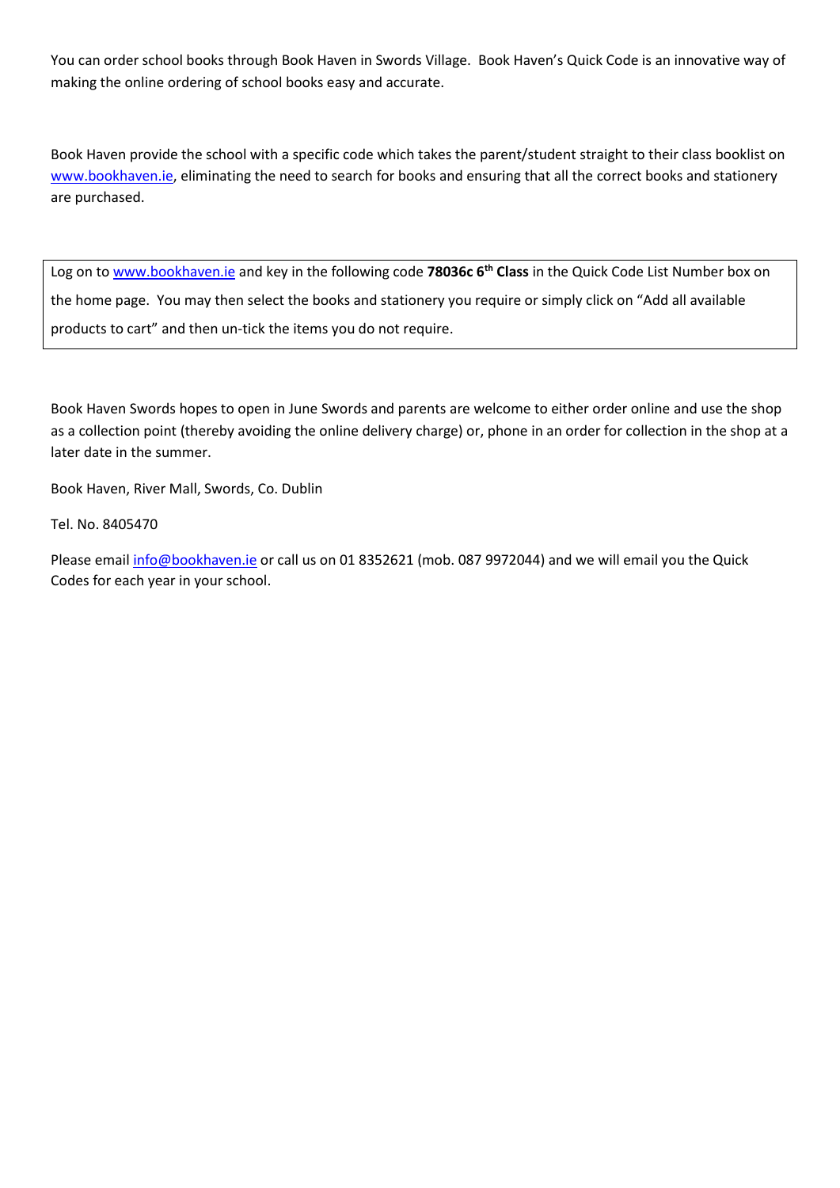You can order school books through Book Haven in Swords Village. Book Haven's Quick Code is an innovative way of making the online ordering of school books easy and accurate.

Book Haven provide the school with a specific code which takes the parent/student straight to their class booklist on www.bookhaven.ie, eliminating the need to search for books and ensuring that all the correct books and stationery are purchased.

Log on to www.bookhaven.ie and key in the following code **78036c 6th Class** in the Quick Code List Number box on the home page. You may then select the books and stationery you require or simply click on "Add all available products to cart" and then un-tick the items you do not require.

Book Haven Swords hopes to open in June Swords and parents are welcome to either order online and use the shop as a collection point (thereby avoiding the online delivery charge) or, phone in an order for collection in the shop at a later date in the summer.

Book Haven, River Mall, Swords, Co. Dublin

Tel. No. 8405470

Please email info@bookhaven.ie or call us on 01 8352621 (mob. 087 9972044) and we will email you the Quick Codes for each year in your school.